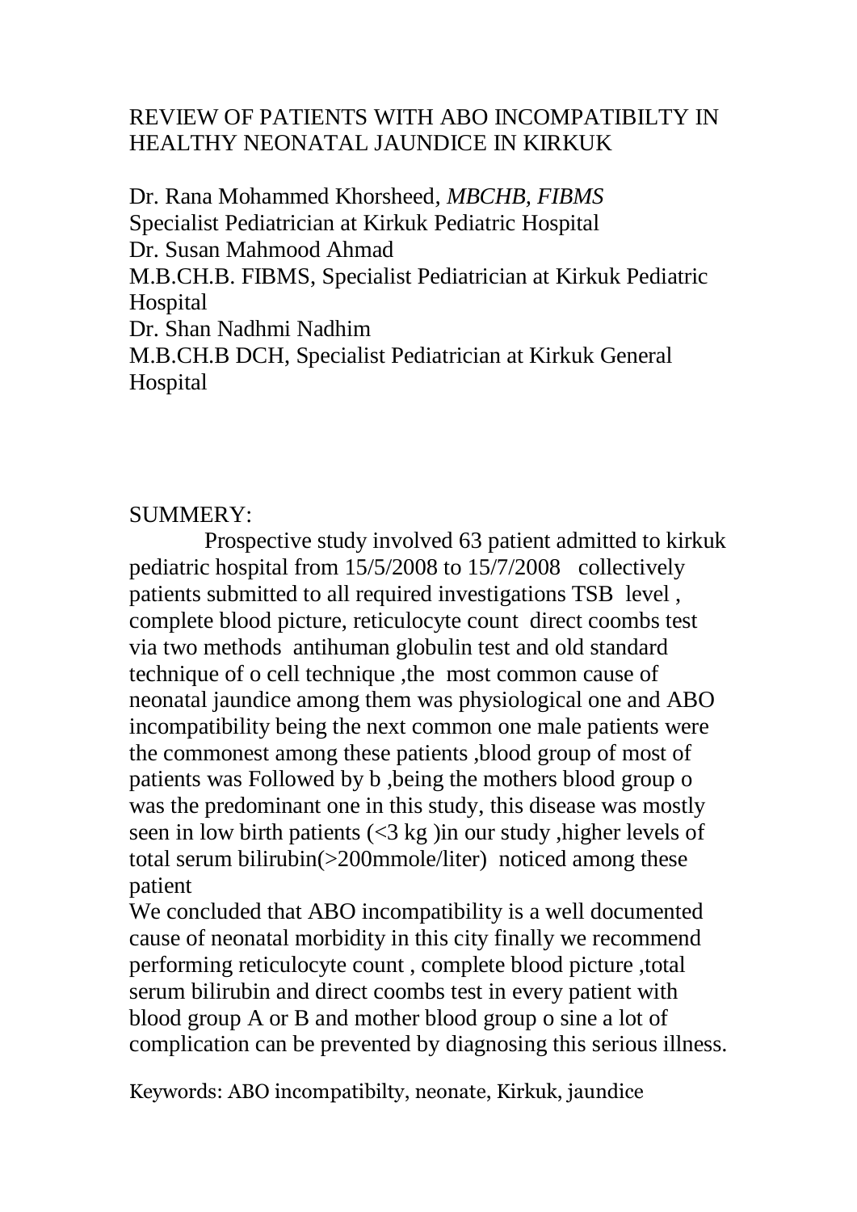# REVIEW OF PATIENTS WITH ABO INCOMPATIBILTY IN HEALTHY NEONATAL JAUNDICE IN KIRKUK

Dr. Rana Mohammed Khorsheed, *MBCHB, FIBMS*
Specialist Pediatrician at Kirkuk Pediatric Hospital
Dr. Susan Mahmood Ahmad
M.B.CH.B. FIBMS, Specialist Pediatrician at Kirkuk Pediatric Hospital
Dr. Shan Nadhmi Nadhim
M.B.CH.B DCH, Specialist Pediatrician at Kirkuk General Hospital

## SUMMERY:

Prospective study involved 63 patient admitted to kirkuk pediatric hospital from 15/5/2008 to 15/7/2008 collectively patients submitted to all required investigations TSB level , complete blood picture, reticulocyte count direct coombs test via two methods antihuman globulin test and old standard technique of o cell technique ,the most common cause of neonatal jaundice among them was physiological one and ABO incompatibility being the next common one male patients were the commonest among these patients ,blood group of most of patients was Followed by b ,being the mothers blood group o was the predominant one in this study, this disease was mostly seen in low birth patients (<3 kg )in our study ,higher levels of total serum bilirubin(>200mmole/liter) noticed among these patient

We concluded that ABO incompatibility is a well documented cause of neonatal morbidity in this city finally we recommend performing reticulocyte count , complete blood picture ,total serum bilirubin and direct coombs test in every patient with blood group A or B and mother blood group o sine a lot of complication can be prevented by diagnosing this serious illness.

Keywords: ABO incompatibilty, neonate, Kirkuk, jaundice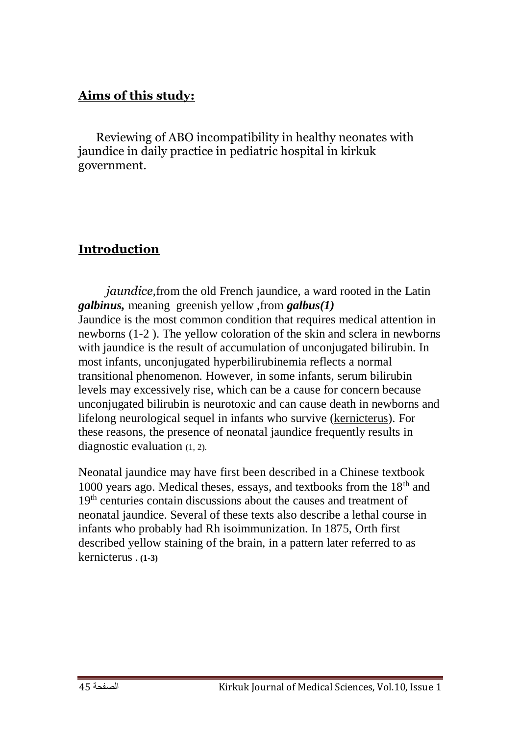## **Aims of this study:**

Reviewing of ABO incompatibility in healthy neonates with jaundice in daily practice in pediatric hospital in kirkuk government.

## **Introduction**

*jaundice*,from the old French jaundice, a ward rooted in the Latin ***galbinus,*** meaning greenish yellow ,from ***galbus(1)***
Jaundice is the most common condition that requires medical attention in newborns (1-2 ). The yellow coloration of the skin and sclera in newborns with jaundice is the result of accumulation of unconjugated bilirubin. In most infants, unconjugated hyperbilirubinemia reflects a normal transitional phenomenon. However, in some infants, serum bilirubin levels may excessively rise, which can be a cause for concern because unconjugated bilirubin is neurotoxic and can cause death in newborns and lifelong neurological sequel in infants who survive (kernicterus). For these reasons, the presence of neonatal jaundice frequently results in diagnostic evaluation (1, 2).

Neonatal jaundice may have first been described in a Chinese textbook 1000 years ago. Medical theses, essays, and textbooks from the 18th and 19th centuries contain discussions about the causes and treatment of neonatal jaundice. Several of these texts also describe a lethal course in infants who probably had Rh isoimmunization. In 1875, Orth first described yellow staining of the brain, in a pattern later referred to as kernicterus . **(1-3)**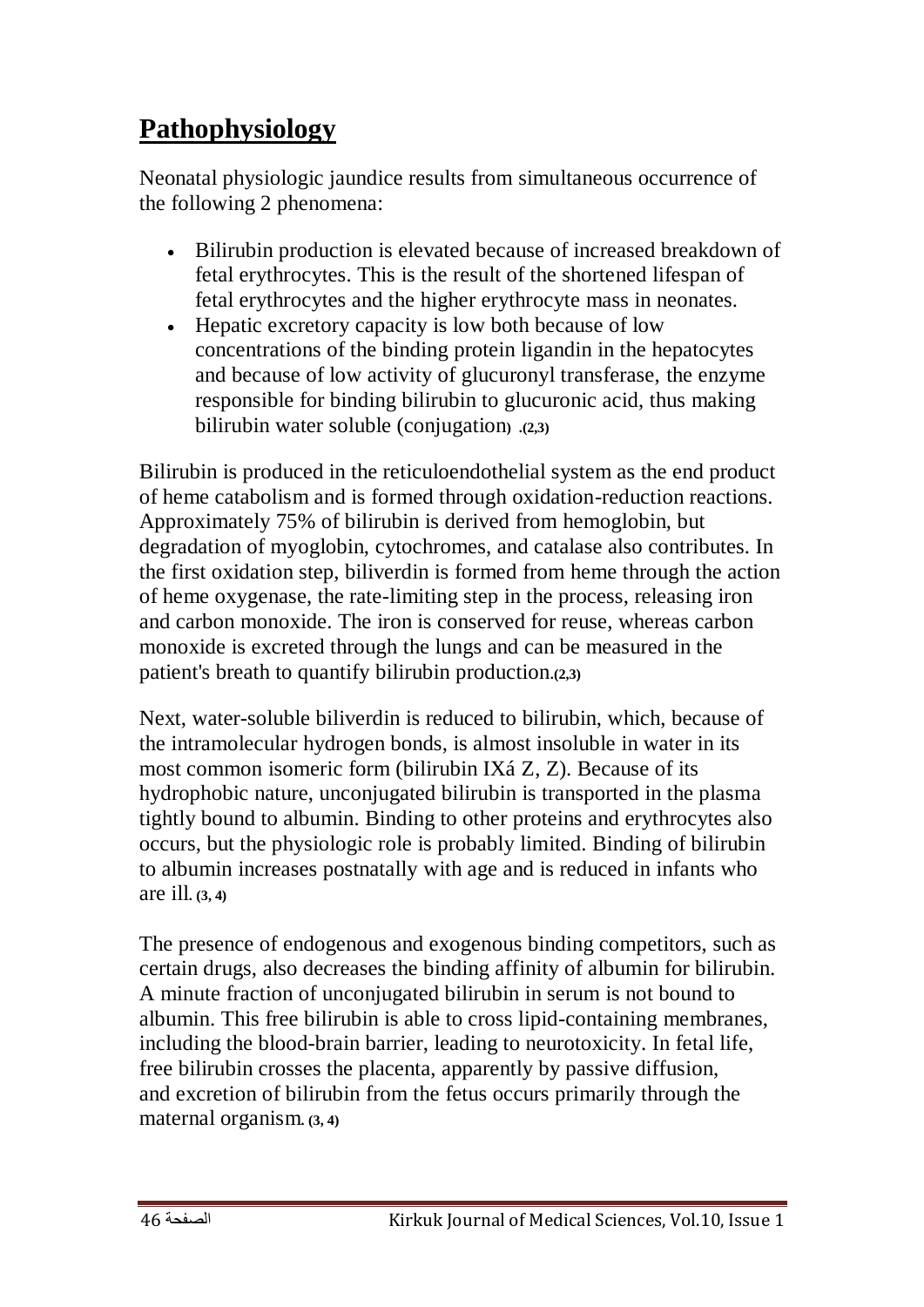## **Pathophysiology**

Neonatal physiologic jaundice results from simultaneous occurrence of the following 2 phenomena:

- Bilirubin production is elevated because of increased breakdown of fetal erythrocytes. This is the result of the shortened lifespan of fetal erythrocytes and the higher erythrocyte mass in neonates.
- Hepatic excretory capacity is low both because of low concentrations of the binding protein ligandin in the hepatocytes and because of low activity of glucuronyl transferase, the enzyme responsible for binding bilirubin to glucuronic acid, thus making bilirubin water soluble (conjugation) .[2,3]

Bilirubin is produced in the reticuloendothelial system as the end product of heme catabolism and is formed through oxidation-reduction reactions. Approximately 75% of bilirubin is derived from hemoglobin, but degradation of myoglobin, cytochromes, and catalase also contributes. In the first oxidation step, biliverdin is formed from heme through the action of heme oxygenase, the rate-limiting step in the process, releasing iron and carbon monoxide. The iron is conserved for reuse, whereas carbon monoxide is excreted through the lungs and can be measured in the patient's breath to quantify bilirubin production.[2,3]

Next, water-soluble biliverdin is reduced to bilirubin, which, because of the intramolecular hydrogen bonds, is almost insoluble in water in its most common isomeric form (bilirubin IXá Z, Z). Because of its hydrophobic nature, unconjugated bilirubin is transported in the plasma tightly bound to albumin. Binding to other proteins and erythrocytes also occurs, but the physiologic role is probably limited. Binding of bilirubin to albumin increases postnatally with age and is reduced in infants who are ill. [3, 4]

The presence of endogenous and exogenous binding competitors, such as certain drugs, also decreases the binding affinity of albumin for bilirubin. A minute fraction of unconjugated bilirubin in serum is not bound to albumin. This free bilirubin is able to cross lipid-containing membranes, including the blood-brain barrier, leading to neurotoxicity. In fetal life, free bilirubin crosses the placenta, apparently by passive diffusion, and excretion of bilirubin from the fetus occurs primarily through the maternal organism. [3, 4]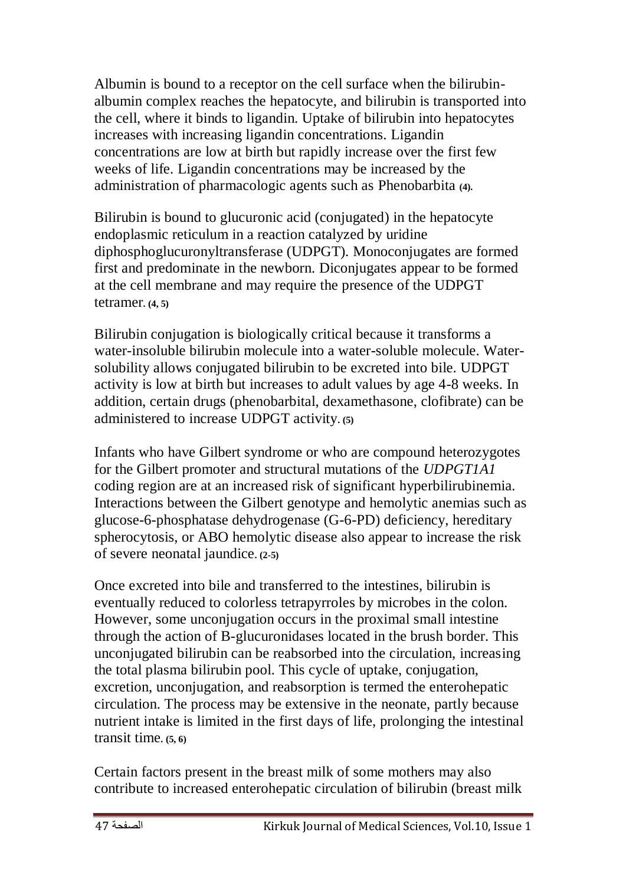Albumin is bound to a receptor on the cell surface when the bilirubin-albumin complex reaches the hepatocyte, and bilirubin is transported into the cell, where it binds to ligandin. Uptake of bilirubin into hepatocytes increases with increasing ligandin concentrations. Ligandin concentrations are low at birth but rapidly increase over the first few weeks of life. Ligandin concentrations may be increased by the administration of pharmacologic agents such as Phenobarbita (4).

Bilirubin is bound to glucuronic acid (conjugated) in the hepatocyte endoplasmic reticulum in a reaction catalyzed by uridine diphosphoglucuronyltransferase (UDPGT). Monoconjugates are formed first and predominate in the newborn. Diconjugates appear to be formed at the cell membrane and may require the presence of the UDPGT tetramer. (4, 5)

Bilirubin conjugation is biologically critical because it transforms a water-insoluble bilirubin molecule into a water-soluble molecule. Water-solubility allows conjugated bilirubin to be excreted into bile. UDPGT activity is low at birth but increases to adult values by age 4-8 weeks. In addition, certain drugs (phenobarbital, dexamethasone, clofibrate) can be administered to increase UDPGT activity. (5)

Infants who have Gilbert syndrome or who are compound heterozygotes for the Gilbert promoter and structural mutations of the *UDPGT1A1* coding region are at an increased risk of significant hyperbilirubinemia. Interactions between the Gilbert genotype and hemolytic anemias such as glucose-6-phosphatase dehydrogenase (G-6-PD) deficiency, hereditary spherocytosis, or ABO hemolytic disease also appear to increase the risk of severe neonatal jaundice. (2-5)

Once excreted into bile and transferred to the intestines, bilirubin is eventually reduced to colorless tetrapyrroles by microbes in the colon. However, some unconjugation occurs in the proximal small intestine through the action of B-glucuronidases located in the brush border. This unconjugated bilirubin can be reabsorbed into the circulation, increasing the total plasma bilirubin pool. This cycle of uptake, conjugation, excretion, unconjugation, and reabsorption is termed the enterohepatic circulation. The process may be extensive in the neonate, partly because nutrient intake is limited in the first days of life, prolonging the intestinal transit time. (5, 6)

Certain factors present in the breast milk of some mothers may also contribute to increased enterohepatic circulation of bilirubin (breast milk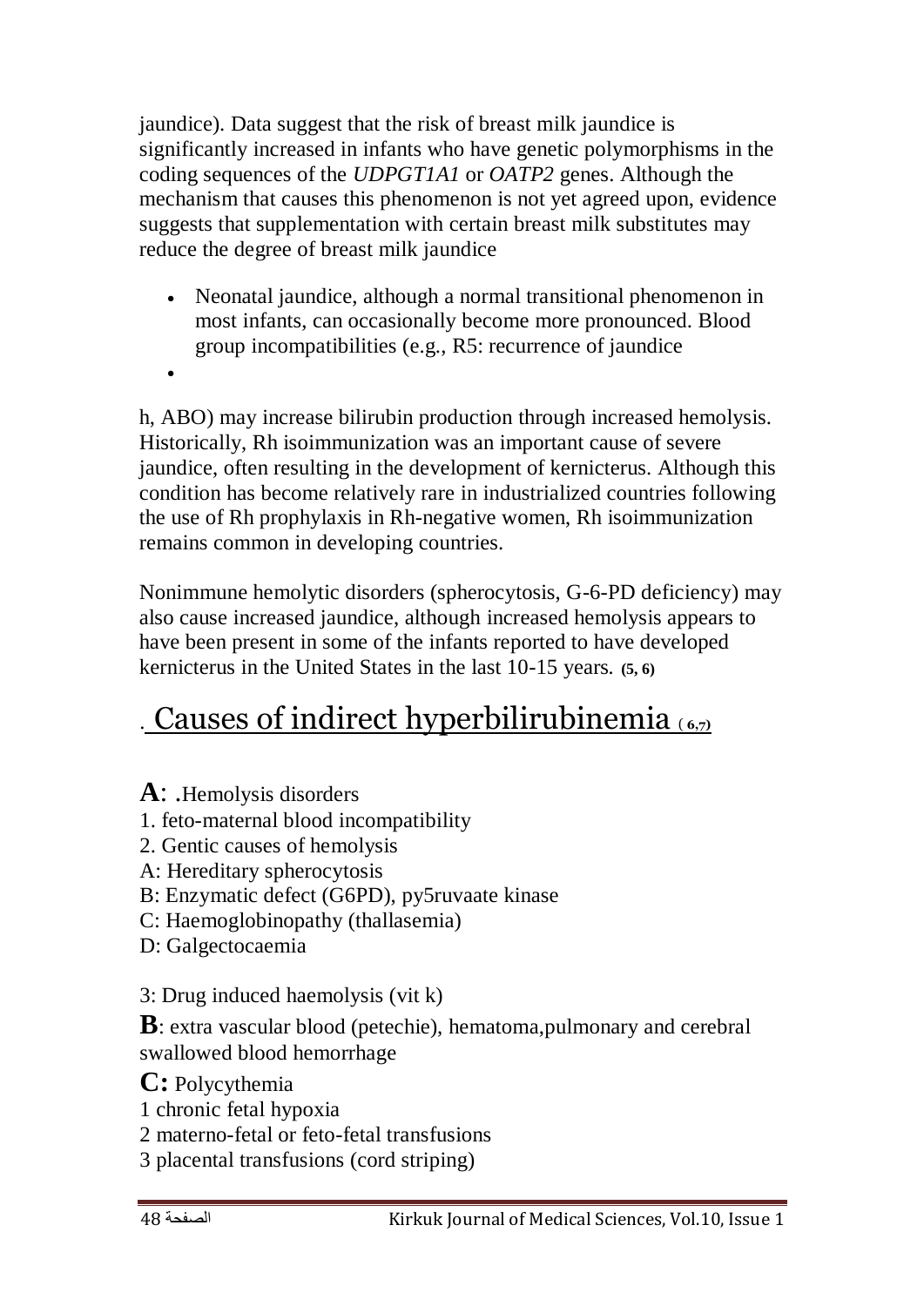jaundice). Data suggest that the risk of breast milk jaundice is significantly increased in infants who have genetic polymorphisms in the coding sequences of the *UDPGT1A1* or *OATP2* genes. Although the mechanism that causes this phenomenon is not yet agreed upon, evidence suggests that supplementation with certain breast milk substitutes may reduce the degree of breast milk jaundice

- Neonatal jaundice, although a normal transitional phenomenon in most infants, can occasionally become more pronounced. Blood group incompatibilities (e.g., R5: recurrence of jaundice
-

h, ABO) may increase bilirubin production through increased hemolysis. Historically, Rh isoimmunization was an important cause of severe jaundice, often resulting in the development of kernicterus. Although this condition has become relatively rare in industrialized countries following the use of Rh prophylaxis in Rh-negative women, Rh isoimmunization remains common in developing countries.

Nonimmune hemolytic disorders (spherocytosis, G-6-PD deficiency) may also cause increased jaundice, although increased hemolysis appears to have been present in some of the infants reported to have developed kernicterus in the United States in the last 10-15 years. **(5, 6)**

## . Causes of indirect hyperbilirubinemia (6,7)

**A**: .Hemolysis disorders
1. feto-maternal blood incompatibility
2. Gentic causes of hemolysis
A: Hereditary spherocytosis
B: Enzymatic defect (G6PD), py5ruvaate kinase
C: Haemoglobinopathy (thallasemia)
D: Galgectocaemia

3: Drug induced haemolysis (vit k)

**B**: extra vascular blood (petechie), hematoma,pulmonary and cerebral swallowed blood hemorrhage

**C:** Polycythemia
1 chronic fetal hypoxia
2 materno-fetal or feto-fetal transfusions
3 placental transfusions (cord striping)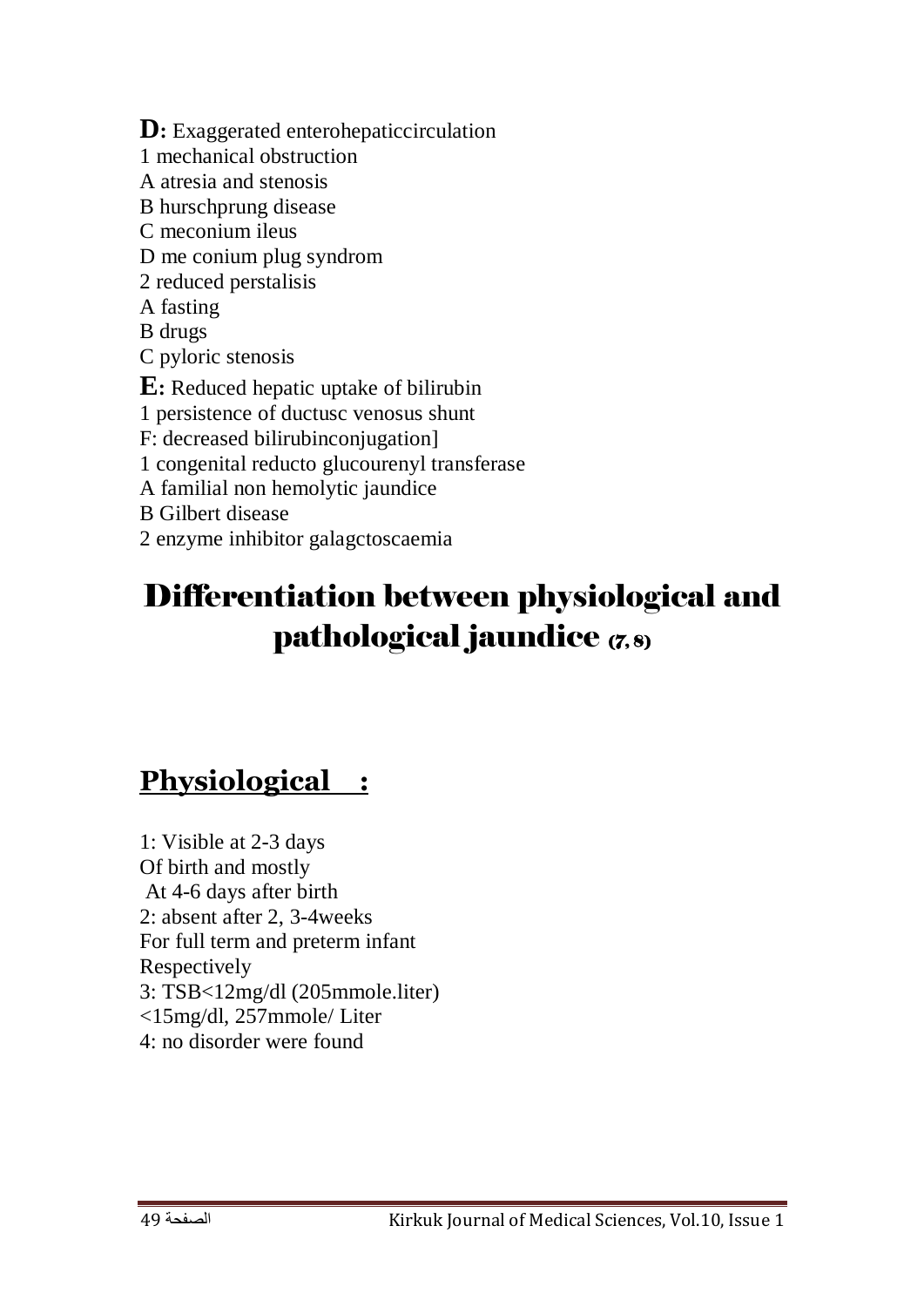**D:** Exaggerated enterohepaticcirculation
1 mechanical obstruction
A atresia and stenosis
B hurschprung disease
C meconium ileus
D me conium plug syndrom
2 reduced perstalisis
A fasting
B drugs
C pyloric stenosis

**E:** Reduced hepatic uptake of bilirubin
1 persistence of ductusc venosus shunt
F: decreased bilirubinconjugation]
1 congenital reducto glucourenyl transferase
A familial non hemolytic jaundice
B Gilbert disease
2 enzyme inhibitor galagctoscaemia

# Differentiation between physiological and pathological jaundice (7, 8)

## <u>Physiological :</u>

1: Visible at 2-3 days
Of birth and mostly
At 4-6 days after birth
2: absent after 2, 3-4weeks
For full term and preterm infant
Respectively
3: TSB<12mg/dl (205mmole.liter)
<15mg/dl, 257mmole/ Liter
4: no disorder were found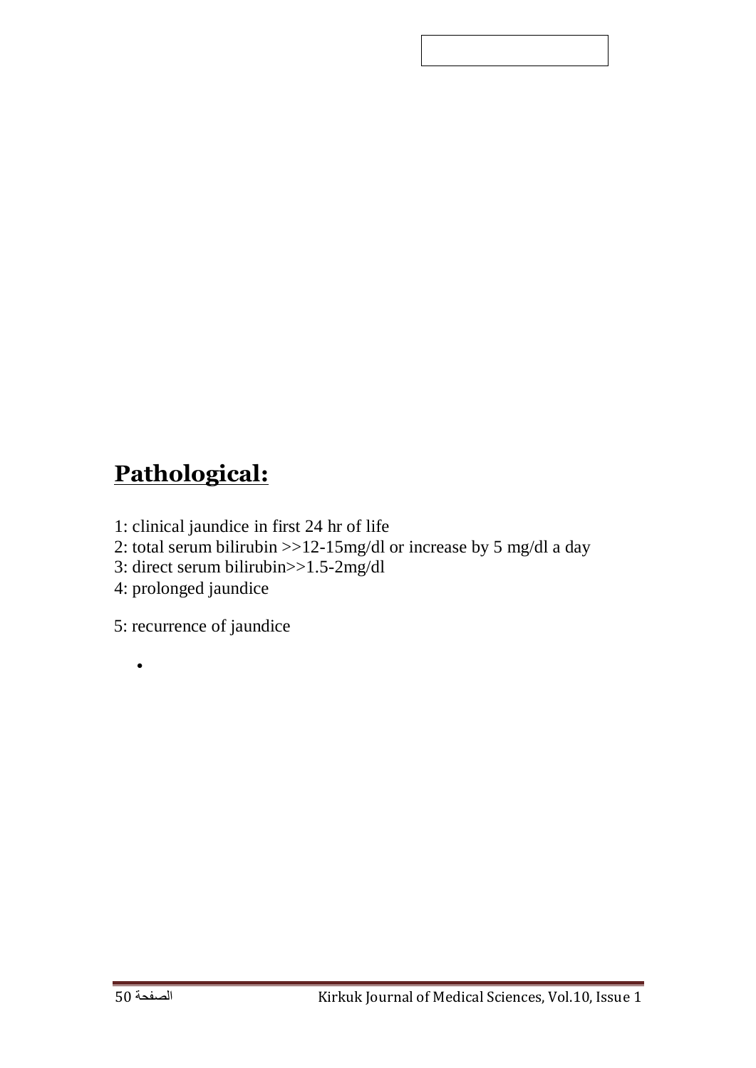## **Pathological:**

1: clinical jaundice in first 24 hr of life
2: total serum bilirubin >>12-15mg/dl or increase by 5 mg/dl a day
3: direct serum bilirubin>>1.5-2mg/dl
4: prolonged jaundice

5: recurrence of jaundice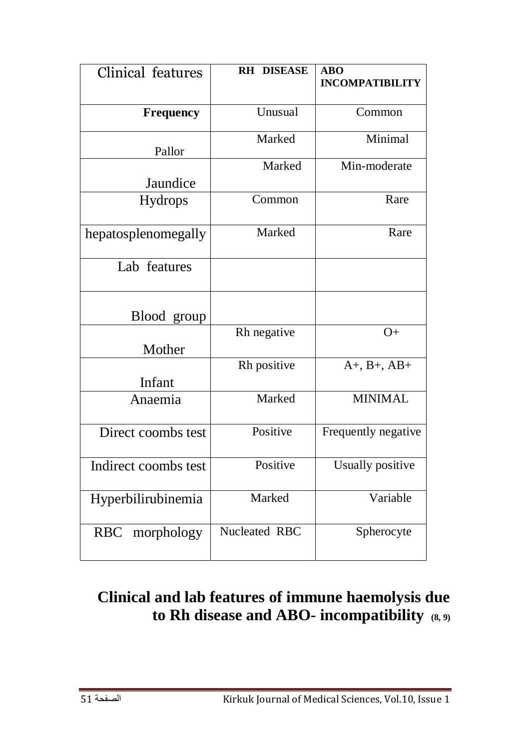| Clinical features | RH DISEASE | ABO INCOMPATIBILITY |
|---|---|---|
| **Frequency** | Unusual | Common |
| Pallor | Marked | Minimal |
| Jaundice | Marked | Min-moderate |
| Hydrops | Common | Rare |
| hepatosplenomegally | Marked | Rare |
| Lab features | | |
| Blood group | | |
| Mother | Rh negative | O+ |
| Infant | Rh positive | A+, B+, AB+ |
| Anaemia | Marked | MINIMAL |
| Direct coombs test | Positive | Frequently negative |
| Indirect coombs test | Positive | Usually positive |
| Hyperbilirubinemia | Marked | Variable |
| RBC morphology | Nucleated RBC | Spherocyte |

**Clinical and lab features of immune haemolysis due to Rh disease and ABO- incompatibility** (8, 9)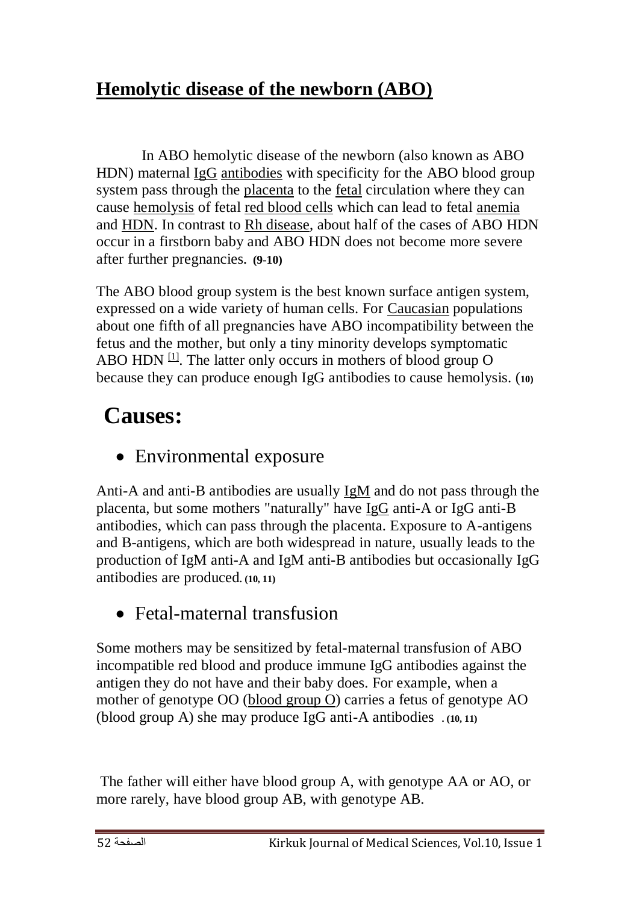## Hemolytic disease of the newborn (ABO)

In ABO hemolytic disease of the newborn (also known as ABO HDN) maternal IgG antibodies with specificity for the ABO blood group system pass through the placenta to the fetal circulation where they can cause hemolysis of fetal red blood cells which can lead to fetal anemia and HDN. In contrast to Rh disease, about half of the cases of ABO HDN occur in a firstborn baby and ABO HDN does not become more severe after further pregnancies. **(9-10)**

The ABO blood group system is the best known surface antigen system, expressed on a wide variety of human cells. For Caucasian populations about one fifth of all pregnancies have ABO incompatibility between the fetus and the mother, but only a tiny minority develops symptomatic ABO HDN [1]. The latter only occurs in mothers of blood group O because they can produce enough IgG antibodies to cause hemolysis. (**10)**

# Causes:

- Environmental exposure

Anti-A and anti-B antibodies are usually IgM and do not pass through the placenta, but some mothers "naturally" have IgG anti-A or IgG anti-B antibodies, which can pass through the placenta. Exposure to A-antigens and B-antigens, which are both widespread in nature, usually leads to the production of IgM anti-A and IgM anti-B antibodies but occasionally IgG antibodies are produced. **(10, 11)**

- Fetal-maternal transfusion

Some mothers may be sensitized by fetal-maternal transfusion of ABO incompatible red blood and produce immune IgG antibodies against the antigen they do not have and their baby does. For example, when a mother of genotype OO (blood group O) carries a fetus of genotype AO (blood group A) she may produce IgG anti-A antibodies . **(10, 11)**

The father will either have blood group A, with genotype AA or AO, or more rarely, have blood group AB, with genotype AB.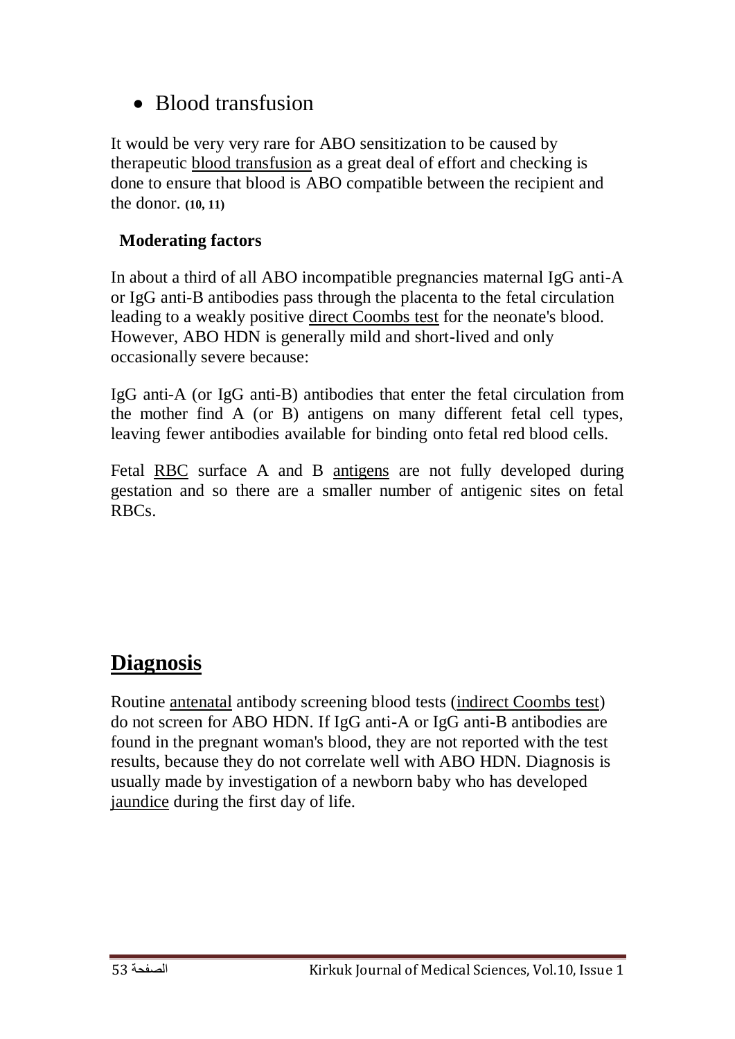- Blood transfusion

It would be very very rare for ABO sensitization to be caused by therapeutic blood transfusion as a great deal of effort and checking is done to ensure that blood is ABO compatible between the recipient and the donor. **(10, 11)**

**Moderating factors**

In about a third of all ABO incompatible pregnancies maternal IgG anti-A or IgG anti-B antibodies pass through the placenta to the fetal circulation leading to a weakly positive direct Coombs test for the neonate's blood. However, ABO HDN is generally mild and short-lived and only occasionally severe because:

IgG anti-A (or IgG anti-B) antibodies that enter the fetal circulation from the mother find A (or B) antigens on many different fetal cell types, leaving fewer antibodies available for binding onto fetal red blood cells.

Fetal RBC surface A and B antigens are not fully developed during gestation and so there are a smaller number of antigenic sites on fetal RBCs.

## Diagnosis

Routine antenatal antibody screening blood tests (indirect Coombs test) do not screen for ABO HDN. If IgG anti-A or IgG anti-B antibodies are found in the pregnant woman's blood, they are not reported with the test results, because they do not correlate well with ABO HDN. Diagnosis is usually made by investigation of a newborn baby who has developed jaundice during the first day of life.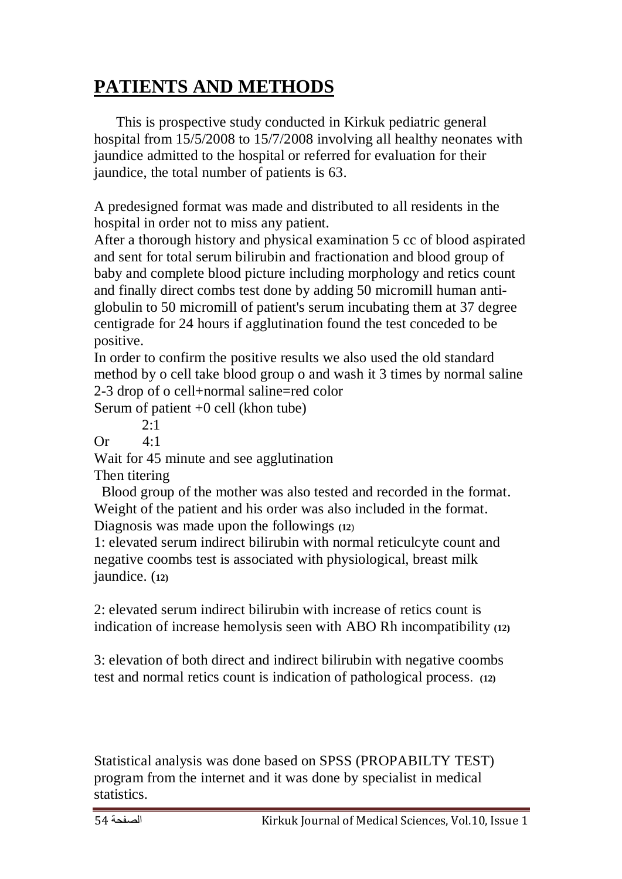# PATIENTS AND METHODS

This is prospective study conducted in Kirkuk pediatric general hospital from 15/5/2008 to 15/7/2008 involving all healthy neonates with jaundice admitted to the hospital or referred for evaluation for their jaundice, the total number of patients is 63.

A predesigned format was made and distributed to all residents in the hospital in order not to miss any patient.

After a thorough history and physical examination 5 cc of blood aspirated and sent for total serum bilirubin and fractionation and blood group of baby and complete blood picture including morphology and retics count and finally direct combs test done by adding 50 micromill human anti-globulin to 50 micromill of patient's serum incubating them at 37 degree centigrade for 24 hours if agglutination found the test conceded to be positive.

In order to confirm the positive results we also used the old standard method by o cell take blood group o and wash it 3 times by normal saline 2-3 drop of o cell+normal saline=red color

Serum of patient +0 cell (khon tube)

2:1

Or 4:1

Wait for 45 minute and see agglutination

Then titering

Blood group of the mother was also tested and recorded in the format. Weight of the patient and his order was also included in the format. Diagnosis was made upon the followings (12)

1: elevated serum indirect bilirubin with normal reticulcyte count and negative coombs test is associated with physiological, breast milk jaundice. (12)

2: elevated serum indirect bilirubin with increase of retics count is indication of increase hemolysis seen with ABO Rh incompatibility (12)

3: elevation of both direct and indirect bilirubin with negative coombs test and normal retics count is indication of pathological process. (12)

Statistical analysis was done based on SPSS (PROPABILTY TEST) program from the internet and it was done by specialist in medical statistics.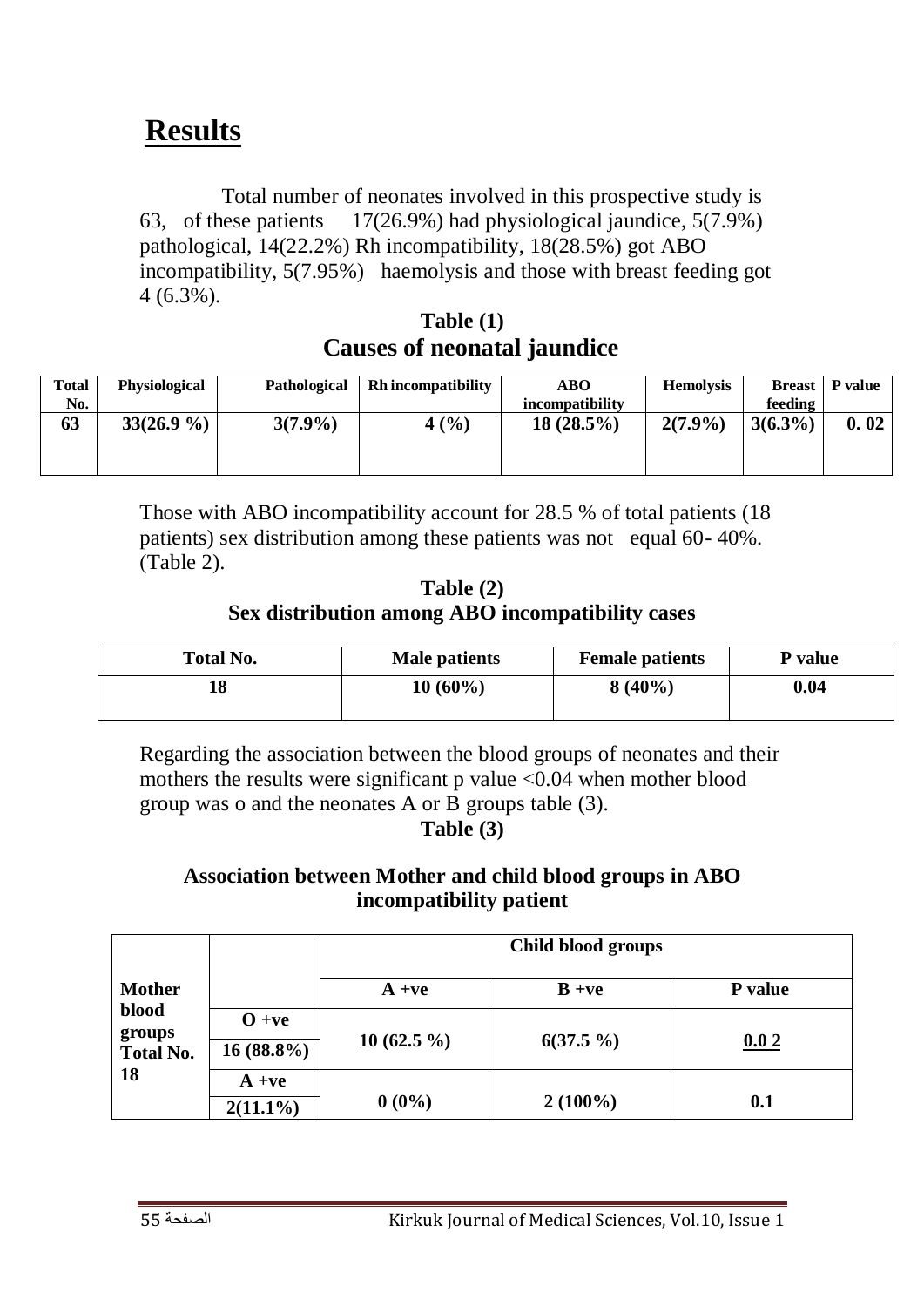# Results

Total number of neonates involved in this prospective study is 63, of these patients 17(26.9%) had physiological jaundice, 5(7.9%) pathological, 14(22.2%) Rh incompatibility, 18(28.5%) got ABO incompatibility, 5(7.95%) haemolysis and those with breast feeding got 4 (6.3%).

**Table (1)**
**Causes of neonatal jaundice**

| Total No. | Physiological | Pathological | Rh incompatibility | ABO incompatibility | Hemolysis | Breast feeding | P value |
|---|---|---|---|---|---|---|---|
| 63 | 33(26.9 %) | 3(7.9%) | 4 (%) | 18 (28.5%) | 2(7.9%) | 3(6.3%) | 0. 02 |

Those with ABO incompatibility account for 28.5 % of total patients (18 patients) sex distribution among these patients was not equal 60- 40%. (Table 2).

**Table (2)**
**Sex distribution among ABO incompatibility cases**

| Total No. | Male patients | Female patients | P value |
|---|---|---|---|
| 18 | 10 (60%) | 8 (40%) | 0.04 |

Regarding the association between the blood groups of neonates and their mothers the results were significant p value <0.04 when mother blood group was o and the neonates A or B groups table (3).

**Table (3)**

**Association between Mother and child blood groups in ABO incompatibility patient**

| | | Child blood groups | | |
|---|---|---|---|---|
| Mother blood groups Total No. 18 | | A +ve | B +ve | P value |
| | O +ve 16 (88.8%) | 10 (62.5 %) | 6(37.5 %) | 0.0 2 |
| | A +ve 2(11.1%) | 0 (0%) | 2 (100%) | 0.1 |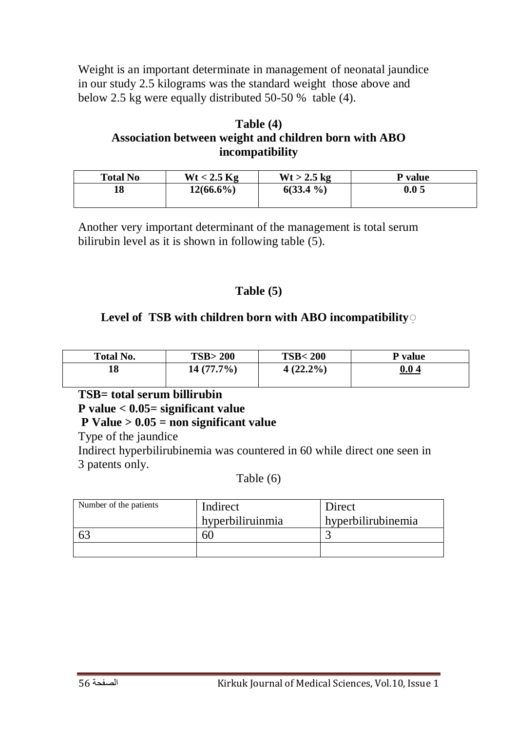Weight is an important determinate in management of neonatal jaundice in our study 2.5 kilograms was the standard weight those above and below 2.5 kg were equally distributed 50-50 % table (4).

**Table (4)**
**Association between weight and children born with ABO incompatibility**

| Total No | Wt < 2.5 Kg | Wt > 2.5 kg | P value |
|---|---|---|---|
| 18 | 12(66.6%) | 6(33.4 %) | 0.0 5 |

Another very important determinant of the management is total serum bilirubin level as it is shown in following table (5).

**Table (5)**

**Level of TSB with children born with ABO incompatibility**

| Total No. | TSB> 200 | TSB< 200 | P value |
|---|---|---|---|
| 18 | 14 (77.7%) | 4 (22.2%) | 0.0 4 |

**TSB= total serum billirubin**
**P value < 0.05= significant value**
**P Value > 0.05 = non significant value**

Type of the jaundice

Indirect hyperbilirubinemia was countered in 60 while direct one seen in 3 patents only.

Table (6)

| Number of the patients | Indirect hyperbiliruinmia | Direct hyperbilirubinemia |
|---|---|---|
| 63 | 60 | 3 |
| | | |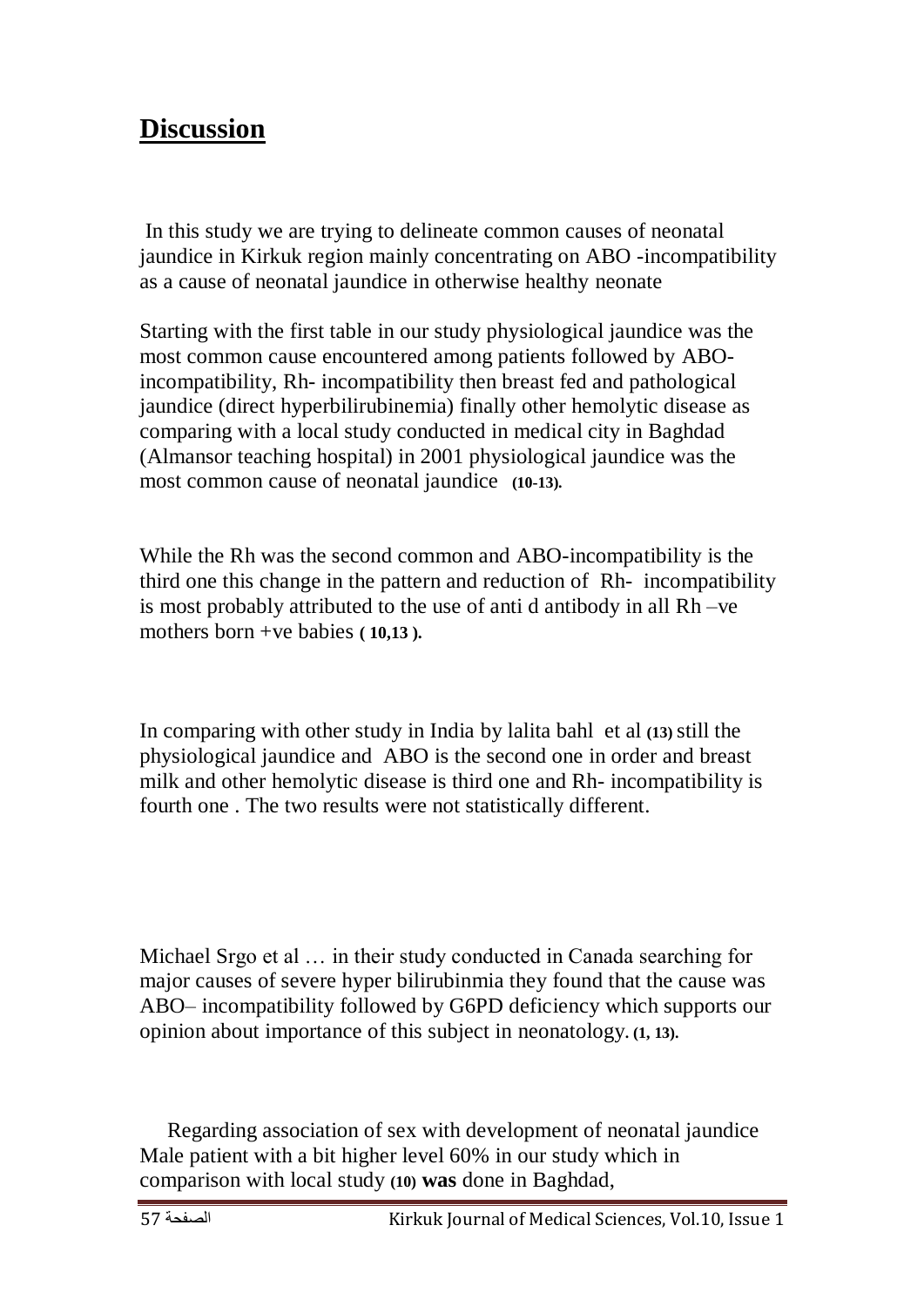# Discussion

In this study we are trying to delineate common causes of neonatal jaundice in Kirkuk region mainly concentrating on ABO -incompatibility as a cause of neonatal jaundice in otherwise healthy neonate

Starting with the first table in our study physiological jaundice was the most common cause encountered among patients followed by ABO-incompatibility, Rh- incompatibility then breast fed and pathological jaundice (direct hyperbilirubinemia) finally other hemolytic disease as comparing with a local study conducted in medical city in Baghdad (Almansor teaching hospital) in 2001 physiological jaundice was the most common cause of neonatal jaundice **(10-13).**

While the Rh was the second common and ABO-incompatibility is the third one this change in the pattern and reduction of Rh- incompatibility is most probably attributed to the use of anti d antibody in all Rh –ve mothers born +ve babies **( 10,13 ).**

In comparing with other study in India by lalita bahl et al **(13)** still the physiological jaundice and ABO is the second one in order and breast milk and other hemolytic disease is third one and Rh- incompatibility is fourth one . The two results were not statistically different.

Michael Srgo et al … in their study conducted in Canada searching for major causes of severe hyper bilirubinmia they found that the cause was ABO– incompatibility followed by G6PD deficiency which supports our opinion about importance of this subject in neonatology. **(1, 13).**

Regarding association of sex with development of neonatal jaundice Male patient with a bit higher level 60% in our study which in comparison with local study **(10)** **was** done in Baghdad,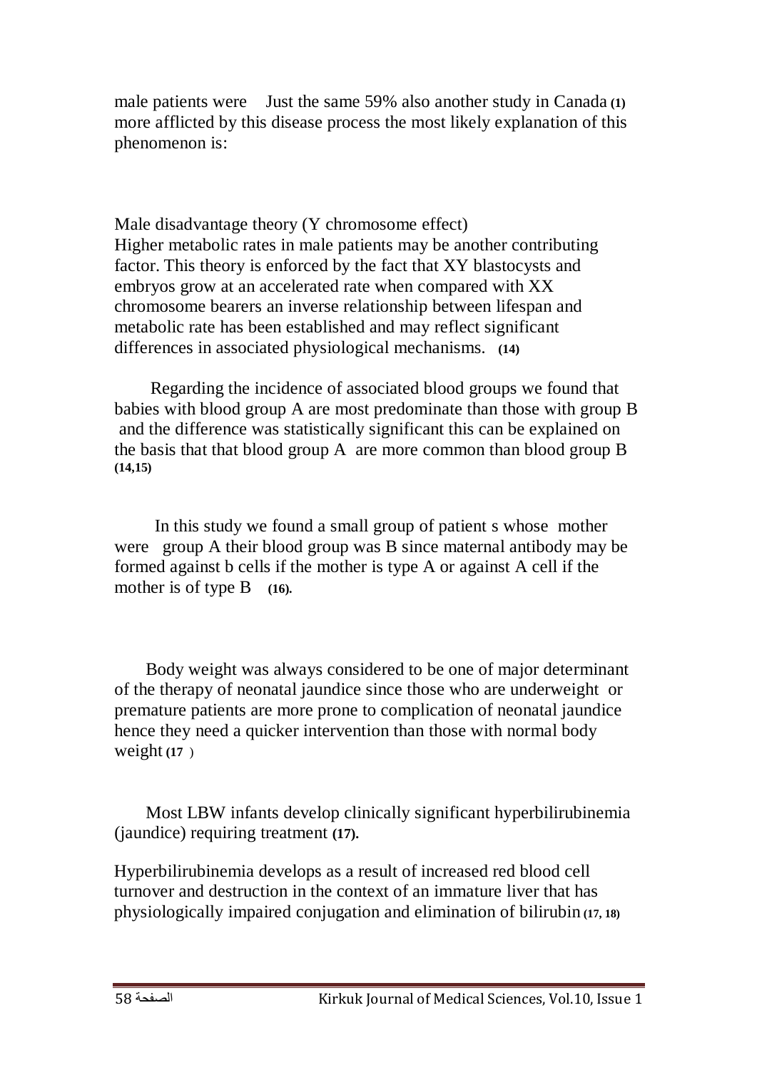male patients were    Just the same 59% also another study in Canada (1) more afflicted by this disease process the most likely explanation of this phenomenon is:

Male disadvantage theory (Y chromosome effect)
Higher metabolic rates in male patients may be another contributing factor. This theory is enforced by the fact that XY blastocysts and embryos grow at an accelerated rate when compared with XX chromosome bearers an inverse relationship between lifespan and metabolic rate has been established and may reflect significant differences in associated physiological mechanisms. (14)

Regarding the incidence of associated blood groups we found that babies with blood group A are most predominate than those with group B and the difference was statistically significant this can be explained on the basis that that blood group A are more common than blood group B (14,15)

In this study we found a small group of patient s whose mother were group A their blood group was B since maternal antibody may be formed against b cells if the mother is type A or against A cell if the mother is of type B (16).

Body weight was always considered to be one of major determinant of the therapy of neonatal jaundice since those who are underweight or premature patients are more prone to complication of neonatal jaundice hence they need a quicker intervention than those with normal body weight (17 )

Most LBW infants develop clinically significant hyperbilirubinemia (jaundice) requiring treatment (17).

Hyperbilirubinemia develops as a result of increased red blood cell turnover and destruction in the context of an immature liver that has physiologically impaired conjugation and elimination of bilirubin (17, 18)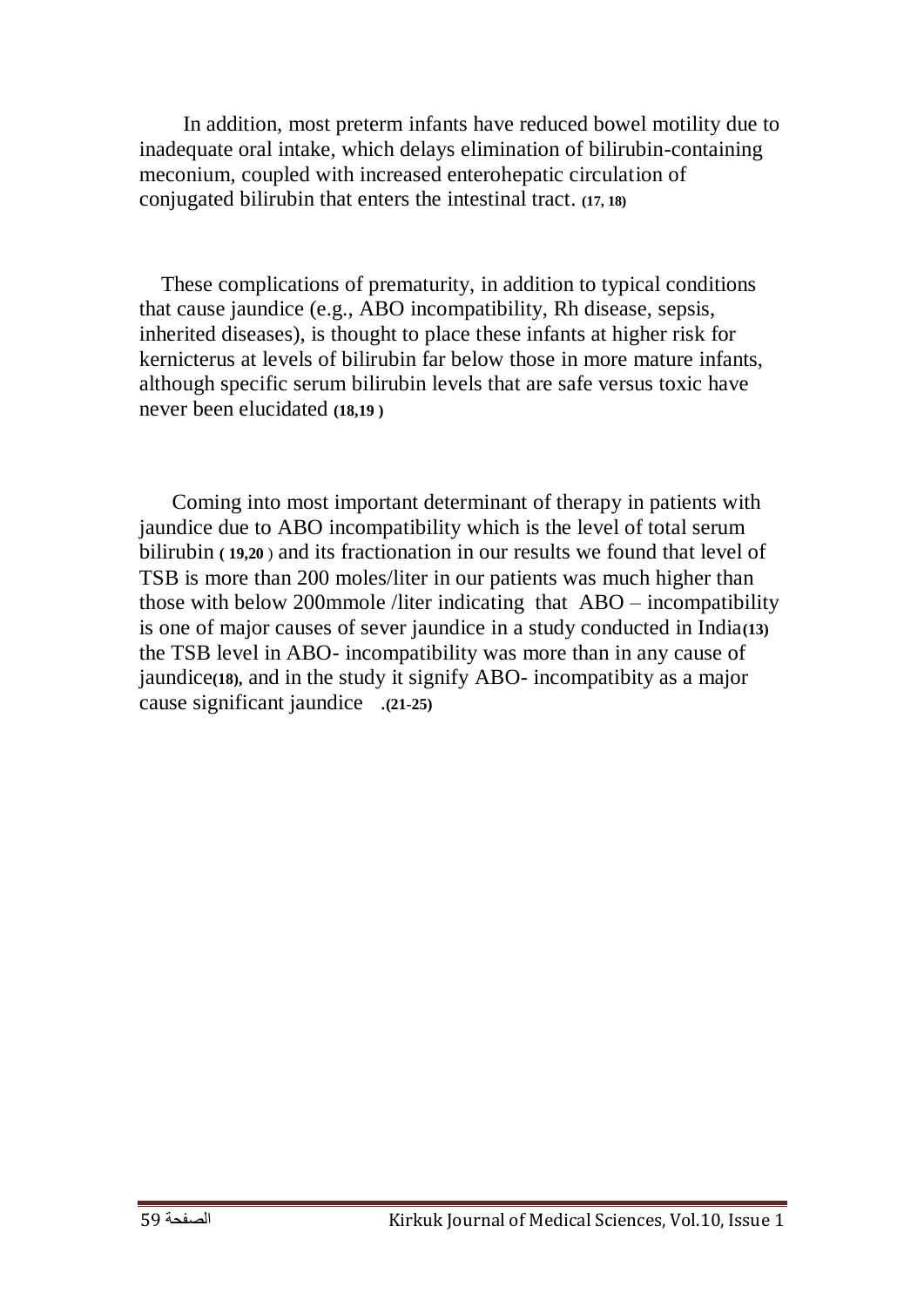In addition, most preterm infants have reduced bowel motility due to inadequate oral intake, which delays elimination of bilirubin-containing meconium, coupled with increased enterohepatic circulation of conjugated bilirubin that enters the intestinal tract. (17, 18)

These complications of prematurity, in addition to typical conditions that cause jaundice (e.g., ABO incompatibility, Rh disease, sepsis, inherited diseases), is thought to place these infants at higher risk for kernicterus at levels of bilirubin far below those in more mature infants, although specific serum bilirubin levels that are safe versus toxic have never been elucidated (18,19 )

Coming into most important determinant of therapy in patients with jaundice due to ABO incompatibility which is the level of total serum bilirubin ( 19,20 ) and its fractionation in our results we found that level of TSB is more than 200 moles/liter in our patients was much higher than those with below 200mmole /liter indicating that ABO – incompatibility is one of major causes of sever jaundice in a study conducted in India(13) the TSB level in ABO- incompatibility was more than in any cause of jaundice(18), and in the study it signify ABO- incompatibity as a major cause significant jaundice .(21-25)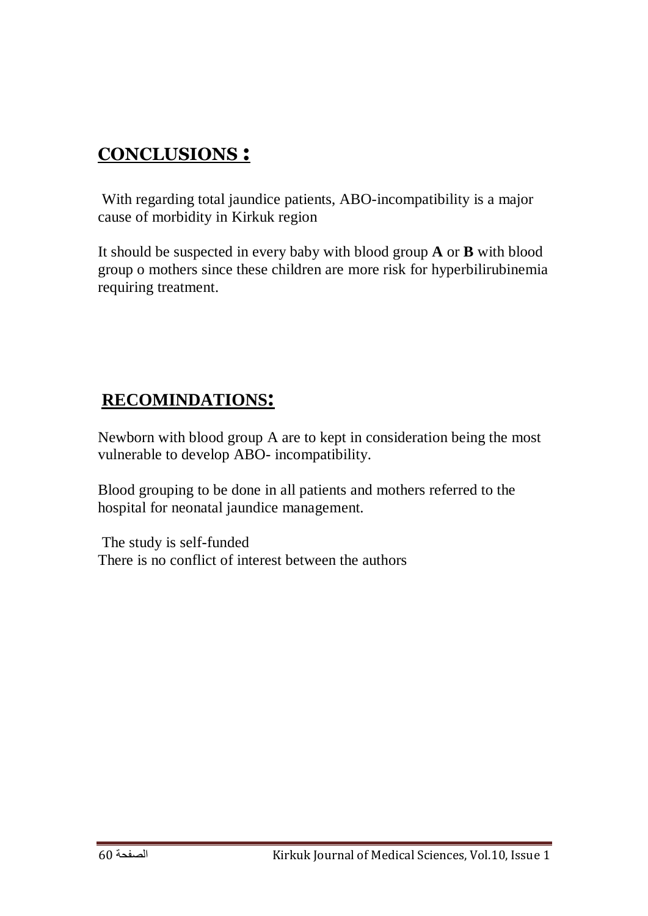## CONCLUSIONS :

With regarding total jaundice patients, ABO-incompatibility is a major cause of morbidity in Kirkuk region

It should be suspected in every baby with blood group **A** or **B** with blood group o mothers since these children are more risk for hyperbilirubinemia requiring treatment.

## RECOMINDATIONS:

Newborn with blood group A are to kept in consideration being the most vulnerable to develop ABO- incompatibility.

Blood grouping to be done in all patients and mothers referred to the hospital for neonatal jaundice management.

The study is self-funded
There is no conflict of interest between the authors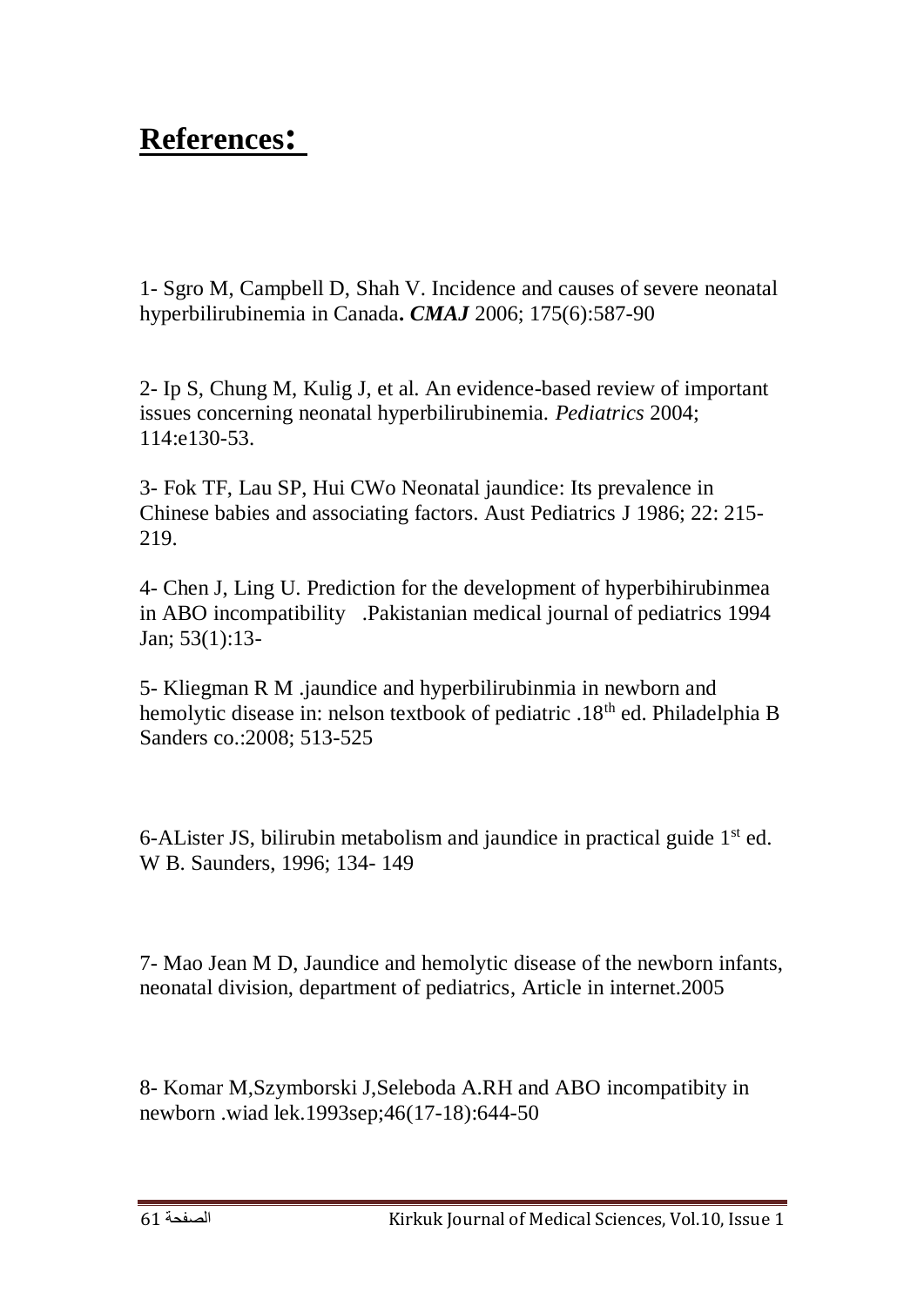# **References:**

1- Sgro M, Campbell D, Shah V. Incidence and causes of severe neonatal hyperbilirubinemia in Canada**.** ***CMAJ*** 2006; 175(6):587-90

2- Ip S, Chung M, Kulig J, et al. An evidence-based review of important issues concerning neonatal hyperbilirubinemia. *Pediatrics* 2004; 114:e130-53.

3- Fok TF, Lau SP, Hui CWo Neonatal jaundice: Its prevalence in Chinese babies and associating factors. Aust Pediatrics J 1986; 22: 215-219.

4- Chen J, Ling U. Prediction for the development of hyperbihirubinmea in ABO incompatibility .Pakistanian medical journal of pediatrics 1994 Jan; 53(1):13-

5- Kliegman R M .jaundice and hyperbilirubinmia in newborn and hemolytic disease in: nelson textbook of pediatric .18th ed. Philadelphia B Sanders co.:2008; 513-525

6-ALister JS, bilirubin metabolism and jaundice in practical guide 1st ed. W B. Saunders, 1996; 134- 149

7- Mao Jean M D, Jaundice and hemolytic disease of the newborn infants, neonatal division, department of pediatrics, Article in internet.2005

8- Komar M,Szymborski J,Seleboda A.RH and ABO incompatibity in newborn .wiad lek.1993sep;46(17-18):644-50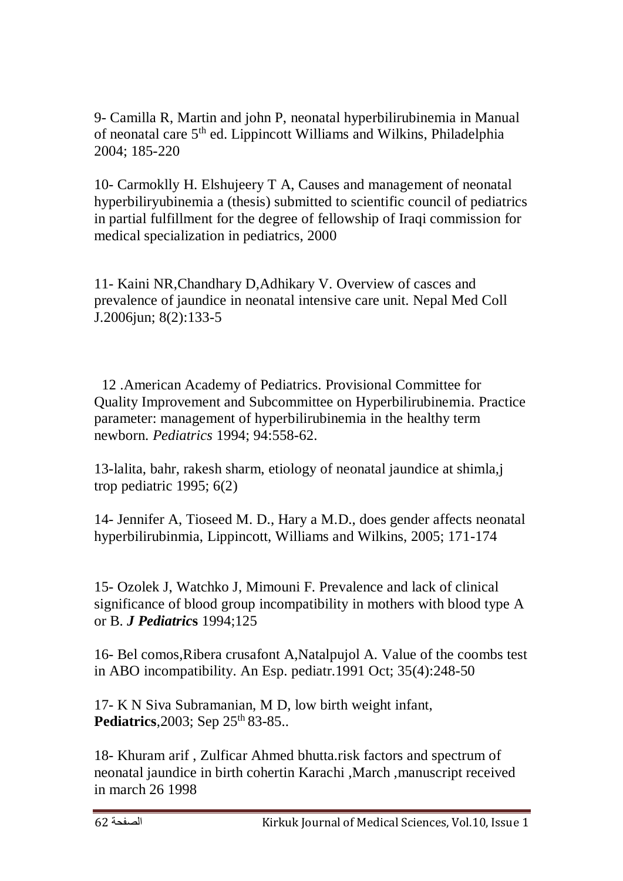9- Camilla R, Martin and john P, neonatal hyperbilirubinemia in Manual of neonatal care 5th ed. Lippincott Williams and Wilkins, Philadelphia 2004; 185-220

10- Carmoklly H. Elshujeery T A, Causes and management of neonatal hyperbiliryubinemia a (thesis) submitted to scientific council of pediatrics in partial fulfillment for the degree of fellowship of Iraqi commission for medical specialization in pediatrics, 2000

11- Kaini NR,Chandhary D,Adhikary V. Overview of casces and prevalence of jaundice in neonatal intensive care unit. Nepal Med Coll J.2006jun; 8(2):133-5

12 .American Academy of Pediatrics. Provisional Committee for Quality Improvement and Subcommittee on Hyperbilirubinemia. Practice parameter: management of hyperbilirubinemia in the healthy term newborn. *Pediatrics* 1994; 94:558-62.

13-lalita, bahr, rakesh sharm, etiology of neonatal jaundice at shimla,j trop pediatric 1995; 6(2)

14- Jennifer A, Tioseed M. D., Hary a M.D., does gender affects neonatal hyperbilirubinmia, Lippincott, Williams and Wilkins, 2005; 171-174

15- Ozolek J, Watchko J, Mimouni F. Prevalence and lack of clinical significance of blood group incompatibility in mothers with blood type A or B. ***J Pediatrics*** 1994;125

16- Bel comos,Ribera crusafont A,Natalpujol A. Value of the coombs test in ABO incompatibility. An Esp. pediatr.1991 Oct; 35(4):248-50

17- K N Siva Subramanian, M D, low birth weight infant, **Pediatrics**,2003; Sep 25th 83-85..

18- Khuram arif , Zulficar Ahmed bhutta.risk factors and spectrum of neonatal jaundice in birth cohertin Karachi ,March ,manuscript received in march 26 1998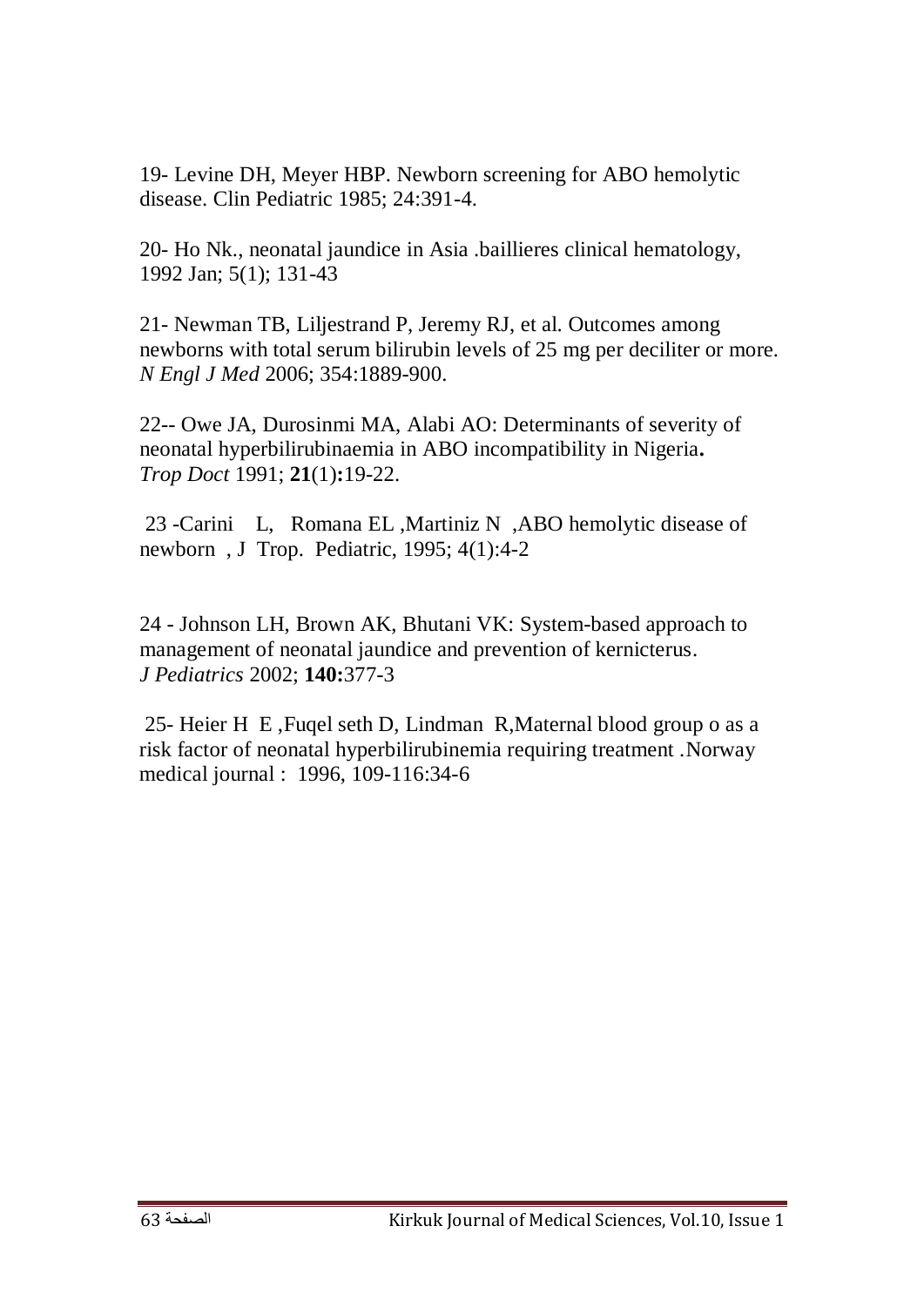19- Levine DH, Meyer HBP. Newborn screening for ABO hemolytic disease. Clin Pediatric 1985; 24:391-4.

20- Ho Nk., neonatal jaundice in Asia .baillieres clinical hematology, 1992 Jan; 5(1); 131-43

21- Newman TB, Liljestrand P, Jeremy RJ, et al. Outcomes among newborns with total serum bilirubin levels of 25 mg per deciliter or more. *N Engl J Med* 2006; 354:1889-900.

22-- Owe JA, Durosinmi MA, Alabi AO: Determinants of severity of neonatal hyperbilirubinaemia in ABO incompatibility in Nigeria**.** *Trop Doct* 1991; **21**(1)**:**19-22.

23 -Carini L, Romana EL ,Martiniz N ,ABO hemolytic disease of newborn , J Trop. Pediatric, 1995; 4(1):4-2

24 - Johnson LH, Brown AK, Bhutani VK: System-based approach to management of neonatal jaundice and prevention of kernicterus. *J Pediatrics* 2002; **140:**377-3

25- Heier H E ,Fuqel seth D, Lindman R,Maternal blood group o as a risk factor of neonatal hyperbilirubinemia requiring treatment .Norway medical journal : 1996, 109-116:34-6